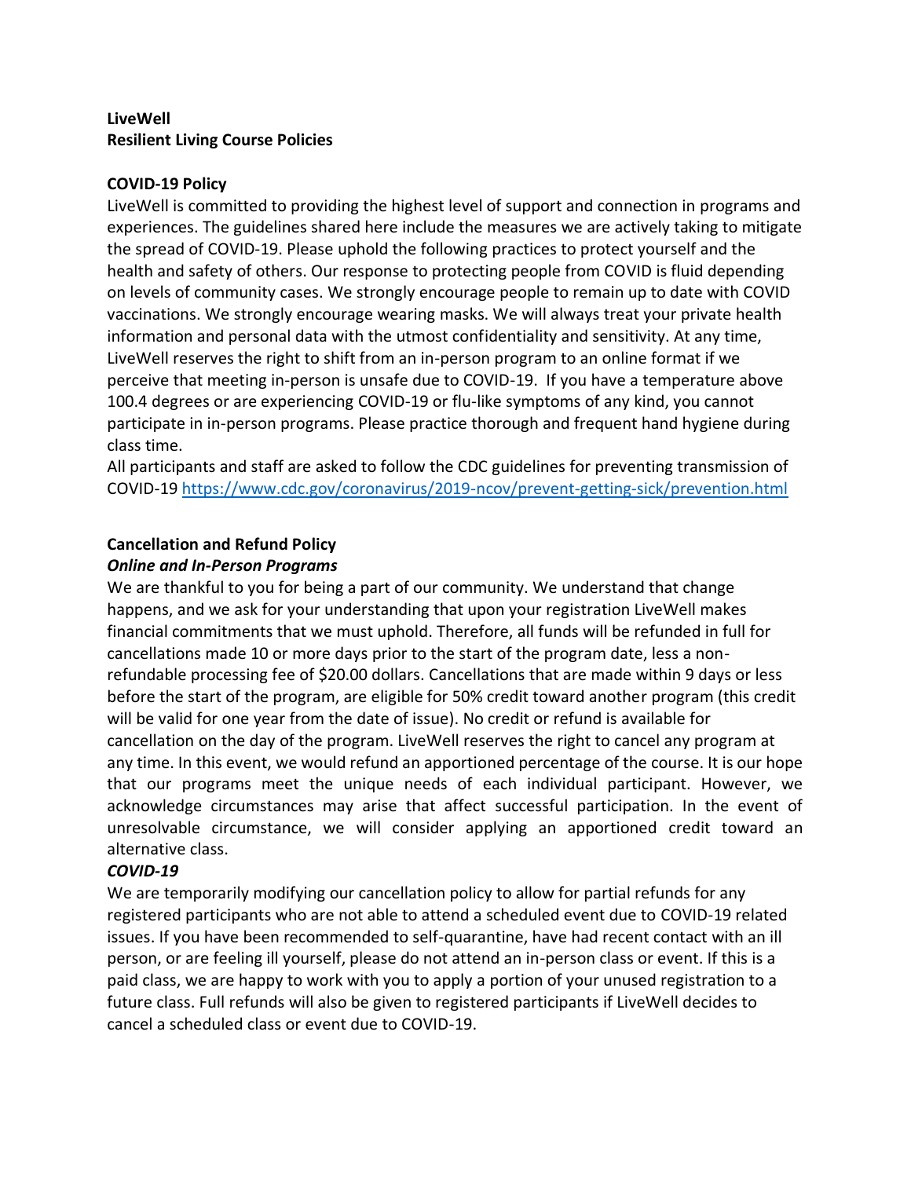**LiveWell**
**Resilient Living Course Policies**

**COVID-19 Policy**

LiveWell is committed to providing the highest level of support and connection in programs and experiences. The guidelines shared here include the measures we are actively taking to mitigate the spread of COVID-19. Please uphold the following practices to protect yourself and the health and safety of others. Our response to protecting people from COVID is fluid depending on levels of community cases. We strongly encourage people to remain up to date with COVID vaccinations. We strongly encourage wearing masks. We will always treat your private health information and personal data with the utmost confidentiality and sensitivity. At any time, LiveWell reserves the right to shift from an in-person program to an online format if we perceive that meeting in-person is unsafe due to COVID-19. If you have a temperature above 100.4 degrees or are experiencing COVID-19 or flu-like symptoms of any kind, you cannot participate in in-person programs. Please practice thorough and frequent hand hygiene during class time.

All participants and staff are asked to follow the CDC guidelines for preventing transmission of COVID-19 https://www.cdc.gov/coronavirus/2019-ncov/prevent-getting-sick/prevention.html

**Cancellation and Refund Policy**

***Online and In-Person Programs***

We are thankful to you for being a part of our community. We understand that change happens, and we ask for your understanding that upon your registration LiveWell makes financial commitments that we must uphold. Therefore, all funds will be refunded in full for cancellations made 10 or more days prior to the start of the program date, less a non-refundable processing fee of $20.00 dollars. Cancellations that are made within 9 days or less before the start of the program, are eligible for 50% credit toward another program (this credit will be valid for one year from the date of issue). No credit or refund is available for cancellation on the day of the program. LiveWell reserves the right to cancel any program at any time. In this event, we would refund an apportioned percentage of the course. It is our hope that our programs meet the unique needs of each individual participant. However, we acknowledge circumstances may arise that affect successful participation. In the event of unresolvable circumstance, we will consider applying an apportioned credit toward an alternative class.

***COVID-19***

We are temporarily modifying our cancellation policy to allow for partial refunds for any registered participants who are not able to attend a scheduled event due to COVID-19 related issues. If you have been recommended to self-quarantine, have had recent contact with an ill person, or are feeling ill yourself, please do not attend an in-person class or event. If this is a paid class, we are happy to work with you to apply a portion of your unused registration to a future class. Full refunds will also be given to registered participants if LiveWell decides to cancel a scheduled class or event due to COVID-19.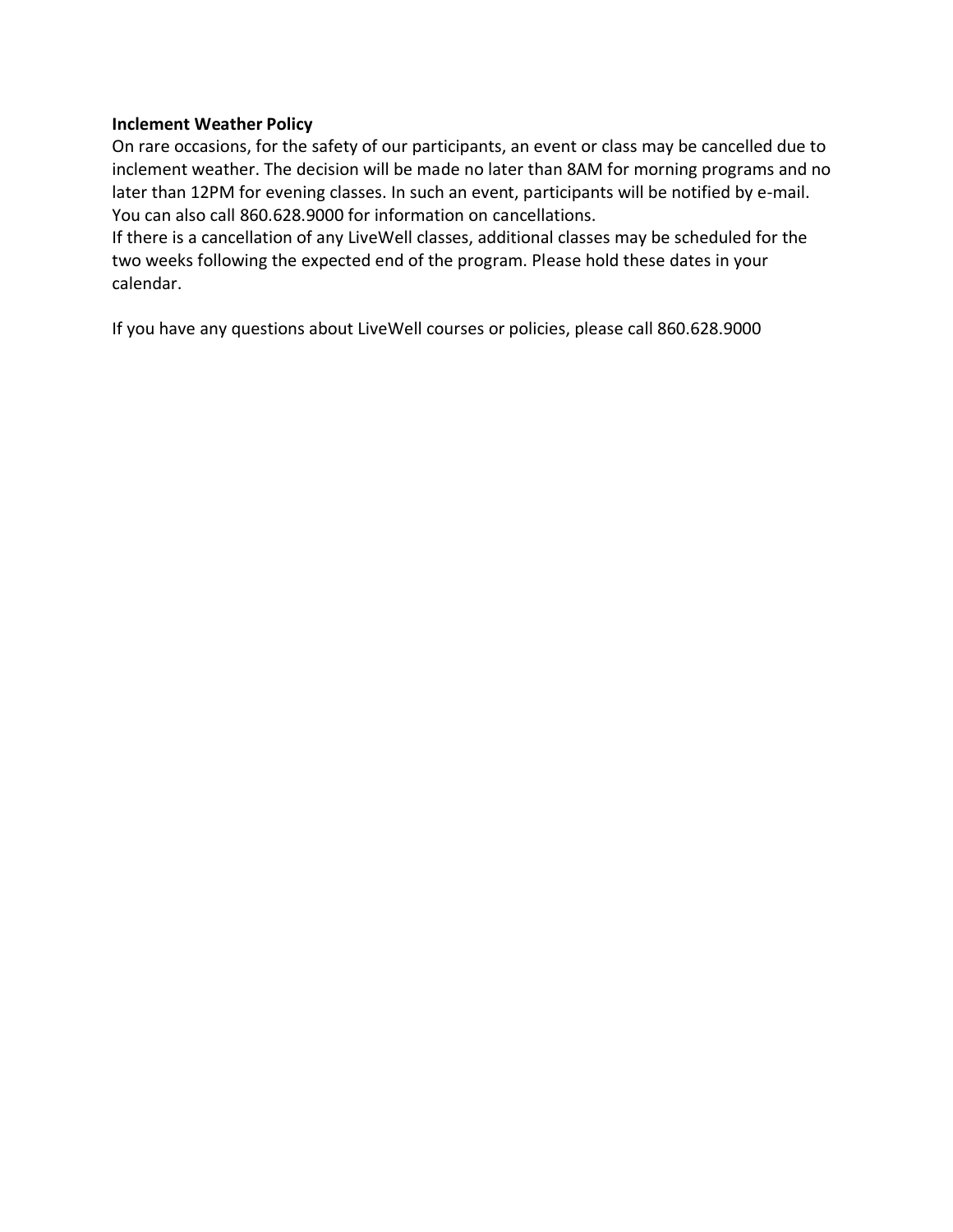**Inclement Weather Policy**

On rare occasions, for the safety of our participants, an event or class may be cancelled due to inclement weather. The decision will be made no later than 8AM for morning programs and no later than 12PM for evening classes. In such an event, participants will be notified by e-mail. You can also call 860.628.9000 for information on cancellations.

If there is a cancellation of any LiveWell classes, additional classes may be scheduled for the two weeks following the expected end of the program. Please hold these dates in your calendar.

If you have any questions about LiveWell courses or policies, please call 860.628.9000